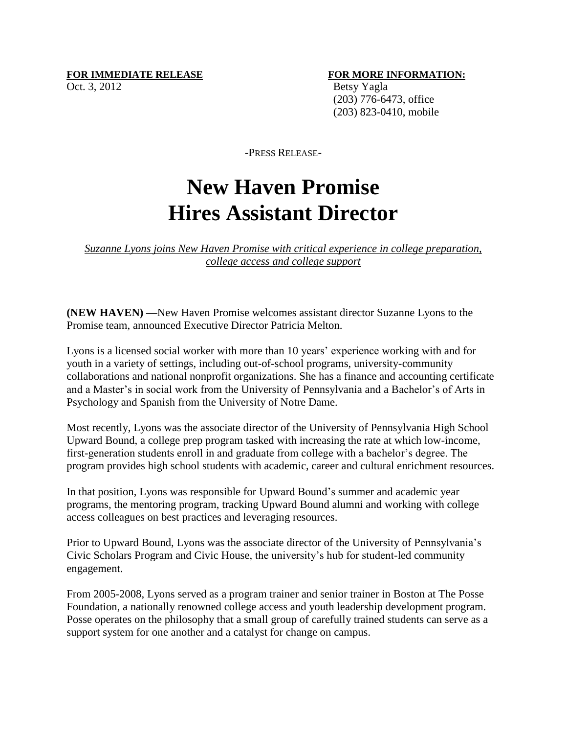**FOR IMMEDIATE RELEASE**
Oct. 3, 2012

**FOR MORE INFORMATION:**
Betsy Yagla
(203) 776-6473, office
(203) 823-0410, mobile

-PRESS RELEASE-

# New Haven Promise Hires Assistant Director

*Suzanne Lyons joins New Haven Promise with critical experience in college preparation, college access and college support*

**(NEW HAVEN) —**New Haven Promise welcomes assistant director Suzanne Lyons to the Promise team, announced Executive Director Patricia Melton.

Lyons is a licensed social worker with more than 10 years' experience working with and for youth in a variety of settings, including out-of-school programs, university-community collaborations and national nonprofit organizations. She has a finance and accounting certificate and a Master's in social work from the University of Pennsylvania and a Bachelor's of Arts in Psychology and Spanish from the University of Notre Dame.

Most recently, Lyons was the associate director of the University of Pennsylvania High School Upward Bound, a college prep program tasked with increasing the rate at which low-income, first-generation students enroll in and graduate from college with a bachelor's degree. The program provides high school students with academic, career and cultural enrichment resources.

In that position, Lyons was responsible for Upward Bound's summer and academic year programs, the mentoring program, tracking Upward Bound alumni and working with college access colleagues on best practices and leveraging resources.

Prior to Upward Bound, Lyons was the associate director of the University of Pennsylvania's Civic Scholars Program and Civic House, the university's hub for student-led community engagement.

From 2005-2008, Lyons served as a program trainer and senior trainer in Boston at The Posse Foundation, a nationally renowned college access and youth leadership development program. Posse operates on the philosophy that a small group of carefully trained students can serve as a support system for one another and a catalyst for change on campus.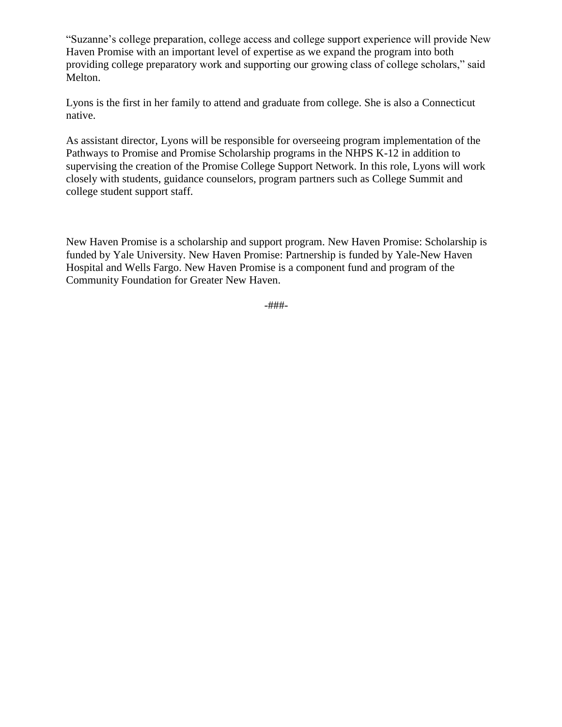"Suzanne's college preparation, college access and college support experience will provide New Haven Promise with an important level of expertise as we expand the program into both providing college preparatory work and supporting our growing class of college scholars," said Melton.

Lyons is the first in her family to attend and graduate from college. She is also a Connecticut native.

As assistant director, Lyons will be responsible for overseeing program implementation of the Pathways to Promise and Promise Scholarship programs in the NHPS K-12 in addition to supervising the creation of the Promise College Support Network. In this role, Lyons will work closely with students, guidance counselors, program partners such as College Summit and college student support staff.

New Haven Promise is a scholarship and support program. New Haven Promise: Scholarship is funded by Yale University. New Haven Promise: Partnership is funded by Yale-New Haven Hospital and Wells Fargo. New Haven Promise is a component fund and program of the Community Foundation for Greater New Haven.

-###-